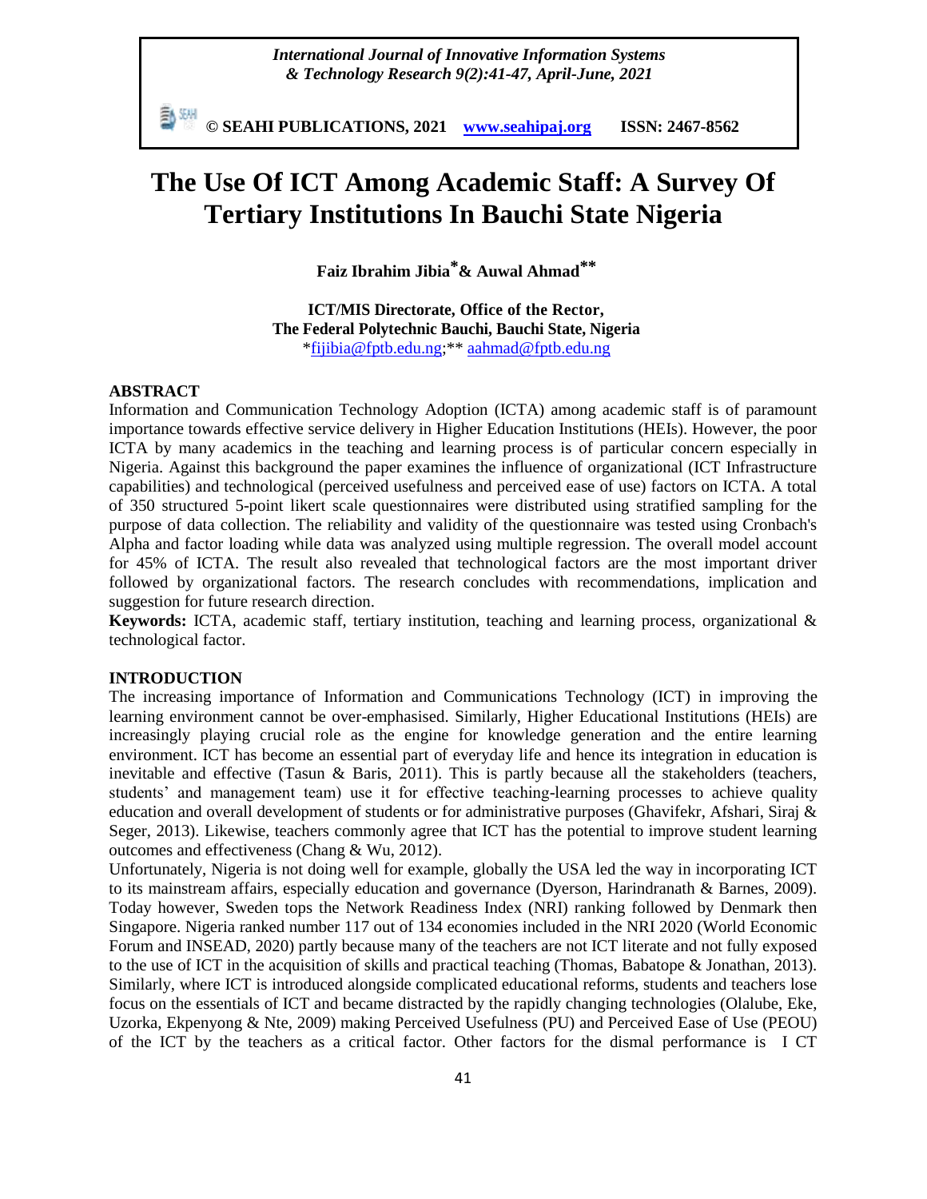# The Use Of ICT Among Academic Staff: A Survey Of Tertiary Institutions In Bauchi State Nigeria

**Faiz Ibrahim Jibia[*] & Auwal Ahmad[**]**

**ICT/MIS Directorate, Office of the Rector,**
**The Federal Polytechnic Bauchi, Bauchi State, Nigeria**
*fijibia@fptb.edu.ng;** aahmad@fptb.edu.ng

## ABSTRACT

Information and Communication Technology Adoption (ICTA) among academic staff is of paramount importance towards effective service delivery in Higher Education Institutions (HEIs). However, the poor ICTA by many academics in the teaching and learning process is of particular concern especially in Nigeria. Against this background the paper examines the influence of organizational (ICT Infrastructure capabilities) and technological (perceived usefulness and perceived ease of use) factors on ICTA. A total of 350 structured 5-point likert scale questionnaires were distributed using stratified sampling for the purpose of data collection. The reliability and validity of the questionnaire was tested using Cronbach's Alpha and factor loading while data was analyzed using multiple regression. The overall model account for 45% of ICTA. The result also revealed that technological factors are the most important driver followed by organizational factors. The research concludes with recommendations, implication and suggestion for future research direction.

**Keywords:** ICTA, academic staff, tertiary institution, teaching and learning process, organizational & technological factor.

## INTRODUCTION

The increasing importance of Information and Communications Technology (ICT) in improving the learning environment cannot be over-emphasised. Similarly, Higher Educational Institutions (HEIs) are increasingly playing crucial role as the engine for knowledge generation and the entire learning environment. ICT has become an essential part of everyday life and hence its integration in education is inevitable and effective (Tasun & Baris, 2011). This is partly because all the stakeholders (teachers, students' and management team) use it for effective teaching-learning processes to achieve quality education and overall development of students or for administrative purposes (Ghavifekr, Afshari, Siraj & Seger, 2013). Likewise, teachers commonly agree that ICT has the potential to improve student learning outcomes and effectiveness (Chang & Wu, 2012).

Unfortunately, Nigeria is not doing well for example, globally the USA led the way in incorporating ICT to its mainstream affairs, especially education and governance (Dyerson, Harindranath & Barnes, 2009). Today however, Sweden tops the Network Readiness Index (NRI) ranking followed by Denmark then Singapore. Nigeria ranked number 117 out of 134 economies included in the NRI 2020 (World Economic Forum and INSEAD, 2020) partly because many of the teachers are not ICT literate and not fully exposed to the use of ICT in the acquisition of skills and practical teaching (Thomas, Babatope & Jonathan, 2013). Similarly, where ICT is introduced alongside complicated educational reforms, students and teachers lose focus on the essentials of ICT and became distracted by the rapidly changing technologies (Olalube, Eke, Uzorka, Ekpenyong & Nte, 2009) making Perceived Usefulness (PU) and Perceived Ease of Use (PEOU) of the ICT by the teachers as a critical factor. Other factors for the dismal performance is I CT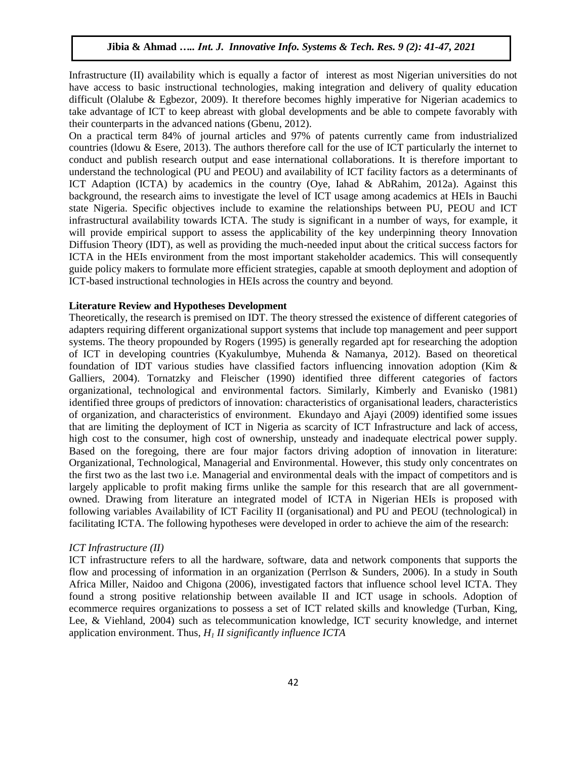Infrastructure (II) availability which is equally a factor of interest as most Nigerian universities do not have access to basic instructional technologies, making integration and delivery of quality education difficult (Olalube & Egbezor, 2009). It therefore becomes highly imperative for Nigerian academics to take advantage of ICT to keep abreast with global developments and be able to compete favorably with their counterparts in the advanced nations (Gbenu, 2012).

On a practical term 84% of journal articles and 97% of patents currently came from industrialized countries (ldowu & Esere, 2013). The authors therefore call for the use of ICT particularly the internet to conduct and publish research output and ease international collaborations. It is therefore important to understand the technological (PU and PEOU) and availability of ICT facility factors as a determinants of ICT Adaption (ICTA) by academics in the country (Oye, Iahad & AbRahim, 2012a). Against this background, the research aims to investigate the level of ICT usage among academics at HEIs in Bauchi state Nigeria. Specific objectives include to examine the relationships between PU, PEOU and ICT infrastructural availability towards ICTA. The study is significant in a number of ways, for example, it will provide empirical support to assess the applicability of the key underpinning theory Innovation Diffusion Theory (IDT), as well as providing the much-needed input about the critical success factors for ICTA in the HEIs environment from the most important stakeholder academics. This will consequently guide policy makers to formulate more efficient strategies, capable at smooth deployment and adoption of ICT-based instructional technologies in HEIs across the country and beyond.

**Literature Review and Hypotheses Development**

Theoretically, the research is premised on IDT. The theory stressed the existence of different categories of adapters requiring different organizational support systems that include top management and peer support systems. The theory propounded by Rogers (1995) is generally regarded apt for researching the adoption of ICT in developing countries (Kyakulumbye, Muhenda & Namanya, 2012). Based on theoretical foundation of IDT various studies have classified factors influencing innovation adoption (Kim & Galliers, 2004). Tornatzky and Fleischer (1990) identified three different categories of factors organizational, technological and environmental factors. Similarly, Kimberly and Evanisko (1981) identified three groups of predictors of innovation: characteristics of organisational leaders, characteristics of organization, and characteristics of environment. Ekundayo and Ajayi (2009) identified some issues that are limiting the deployment of ICT in Nigeria as scarcity of ICT Infrastructure and lack of access, high cost to the consumer, high cost of ownership, unsteady and inadequate electrical power supply. Based on the foregoing, there are four major factors driving adoption of innovation in literature: Organizational, Technological, Managerial and Environmental. However, this study only concentrates on the first two as the last two i.e. Managerial and environmental deals with the impact of competitors and is largely applicable to profit making firms unlike the sample for this research that are all government-owned. Drawing from literature an integrated model of ICTA in Nigerian HEIs is proposed with following variables Availability of ICT Facility II (organisational) and PU and PEOU (technological) in facilitating ICTA. The following hypotheses were developed in order to achieve the aim of the research:

*ICT Infrastructure (II)*

ICT infrastructure refers to all the hardware, software, data and network components that supports the flow and processing of information in an organization (Perrlson & Sunders, 2006). In a study in South Africa Miller, Naidoo and Chigona (2006), investigated factors that influence school level ICTA. They found a strong positive relationship between available II and ICT usage in schools. Adoption of ecommerce requires organizations to possess a set of ICT related skills and knowledge (Turban, King, Lee, & Viehland, 2004) such as telecommunication knowledge, ICT security knowledge, and internet application environment. Thus, *$H_1$ II significantly influence ICTA*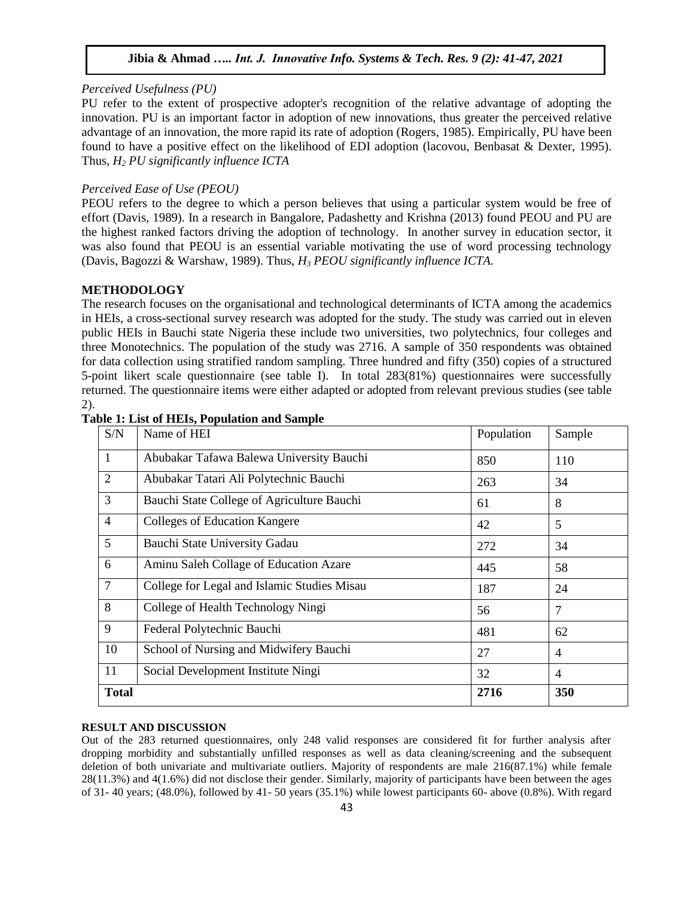*Perceived Usefulness (PU)*

PU refer to the extent of prospective adopter's recognition of the relative advantage of adopting the innovation. PU is an important factor in adoption of new innovations, thus greater the perceived relative advantage of an innovation, the more rapid its rate of adoption (Rogers, 1985). Empirically, PU have been found to have a positive effect on the likelihood of EDI adoption (lacovou, Benbasat & Dexter, 1995). Thus, *$H_2$ PU significantly influence ICTA*

*Perceived Ease of Use (PEOU)*

PEOU refers to the degree to which a person believes that using a particular system would be free of effort (Davis, 1989). In a research in Bangalore, Padashetty and Krishna (2013) found PEOU and PU are the highest ranked factors driving the adoption of technology. In another survey in education sector, it was also found that PEOU is an essential variable motivating the use of word processing technology (Davis, Bagozzi & Warshaw, 1989). Thus, *$H_3$ PEOU significantly influence ICTA.*

## METHODOLOGY

The research focuses on the organisational and technological determinants of ICTA among the academics in HEIs, a cross-sectional survey research was adopted for the study. The study was carried out in eleven public HEIs in Bauchi state Nigeria these include two universities, two polytechnics, four colleges and three Monotechnics. The population of the study was 2716. A sample of 350 respondents was obtained for data collection using stratified random sampling. Three hundred and fifty (350) copies of a structured 5-point likert scale questionnaire (see table I). In total 283(81%) questionnaires were successfully returned. The questionnaire items were either adapted or adopted from relevant previous studies (see table 2).

**Table 1: List of HEIs, Population and Sample**

| S/N | Name of HEI | Population | Sample |
|---|---|---|---|
| 1 | Abubakar Tafawa Balewa University Bauchi | 850 | 110 |
| 2 | Abubakar Tatari Ali Polytechnic Bauchi | 263 | 34 |
| 3 | Bauchi State College of Agriculture Bauchi | 61 | 8 |
| 4 | Colleges of Education Kangere | 42 | 5 |
| 5 | Bauchi State University Gadau | 272 | 34 |
| 6 | Aminu Saleh Collage of Education Azare | 445 | 58 |
| 7 | College for Legal and Islamic Studies Misau | 187 | 24 |
| 8 | College of Health Technology Ningi | 56 | 7 |
| 9 | Federal Polytechnic Bauchi | 481 | 62 |
| 10 | School of Nursing and Midwifery Bauchi | 27 | 4 |
| 11 | Social Development Institute Ningi | 32 | 4 |
| **Total** | | **2716** | **350** |

## RESULT AND DISCUSSION

Out of the 283 returned questionnaires, only 248 valid responses are considered fit for further analysis after dropping morbidity and substantially unfilled responses as well as data cleaning/screening and the subsequent deletion of both univariate and multivariate outliers. Majority of respondents are male 216(87.1%) while female 28(11.3%) and 4(1.6%) did not disclose their gender. Similarly, majority of participants have been between the ages of 31- 40 years; (48.0%), followed by 41- 50 years (35.1%) while lowest participants 60- above (0.8%). With regard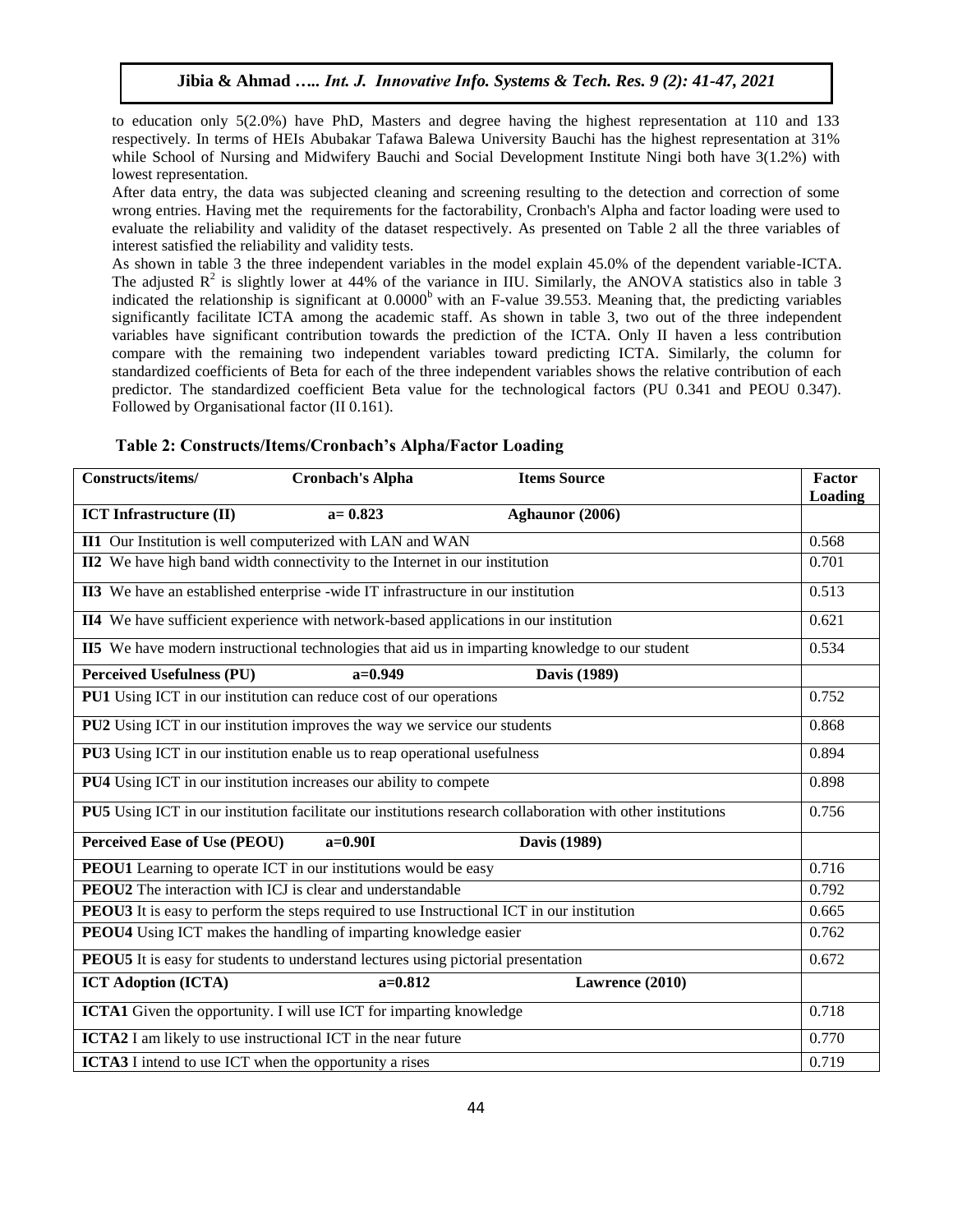to education only 5(2.0%) have PhD, Masters and degree having the highest representation at 110 and 133 respectively. In terms of HEIs Abubakar Tafawa Balewa University Bauchi has the highest representation at 31% while School of Nursing and Midwifery Bauchi and Social Development Institute Ningi both have 3(1.2%) with lowest representation.

After data entry, the data was subjected cleaning and screening resulting to the detection and correction of some wrong entries. Having met the requirements for the factorability, Cronbach's Alpha and factor loading were used to evaluate the reliability and validity of the dataset respectively. As presented on Table 2 all the three variables of interest satisfied the reliability and validity tests.

As shown in table 3 the three independent variables in the model explain 45.0% of the dependent variable-ICTA. The adjusted $R^2$ is slightly lower at 44% of the variance in IIU. Similarly, the ANOVA statistics also in table 3 indicated the relationship is significant at 0.0000[b] with an F-value 39.553. Meaning that, the predicting variables significantly facilitate ICTA among the academic staff. As shown in table 3, two out of the three independent variables have significant contribution towards the prediction of the ICTA. Only II haven a less contribution compare with the remaining two independent variables toward predicting ICTA. Similarly, the column for standardized coefficients of Beta for each of the three independent variables shows the relative contribution of each predictor. The standardized coefficient Beta value for the technological factors (PU 0.341 and PEOU 0.347). Followed by Organisational factor (II 0.161).

**Table 2: Constructs/Items/Cronbach's Alpha/Factor Loading**

| Constructs/items/ | Cronbach's Alpha | Items Source | Factor Loading |
|---|---|---|---|
| **ICT Infrastructure (II)** | **a= 0.823** | **Aghaunor (2006)** | |
| **II1** Our Institution is well computerized with LAN and WAN | | | 0.568 |
| **II2** We have high band width connectivity to the Internet in our institution | | | 0.701 |
| **II3** We have an established enterprise -wide IT infrastructure in our institution | | | 0.513 |
| **II4** We have sufficient experience with network-based applications in our institution | | | 0.621 |
| **II5** We have modern instructional technologies that aid us in imparting knowledge to our student | | | 0.534 |
| **Perceived Usefulness (PU)** | **a=0.949** | **Davis (1989)** | |
| **PU1** Using ICT in our institution can reduce cost of our operations | | | 0.752 |
| **PU2** Using ICT in our institution improves the way we service our students | | | 0.868 |
| **PU3** Using ICT in our institution enable us to reap operational usefulness | | | 0.894 |
| **PU4** Using ICT in our institution increases our ability to compete | | | 0.898 |
| **PU5** Using ICT in our institution facilitate our institutions research collaboration with other institutions | | | 0.756 |
| **Perceived Ease of Use (PEOU)** | **a=0.90I** | **Davis (1989)** | |
| **PEOU1** Learning to operate ICT in our institutions would be easy | | | 0.716 |
| **PEOU2** The interaction with ICJ is clear and understandable | | | 0.792 |
| **PEOU3** It is easy to perform the steps required to use Instructional ICT in our institution | | | 0.665 |
| **PEOU4** Using ICT makes the handling of imparting knowledge easier | | | 0.762 |
| **PEOU5** It is easy for students to understand lectures using pictorial presentation | | | 0.672 |
| **ICT Adoption (ICTA)** | **a=0.812** | **Lawrence (2010)** | |
| **ICTA1** Given the opportunity. I will use ICT for imparting knowledge | | | 0.718 |
| **ICTA2** I am likely to use instructional ICT in the near future | | | 0.770 |
| **ICTA3** I intend to use ICT when the opportunity a rises | | | 0.719 |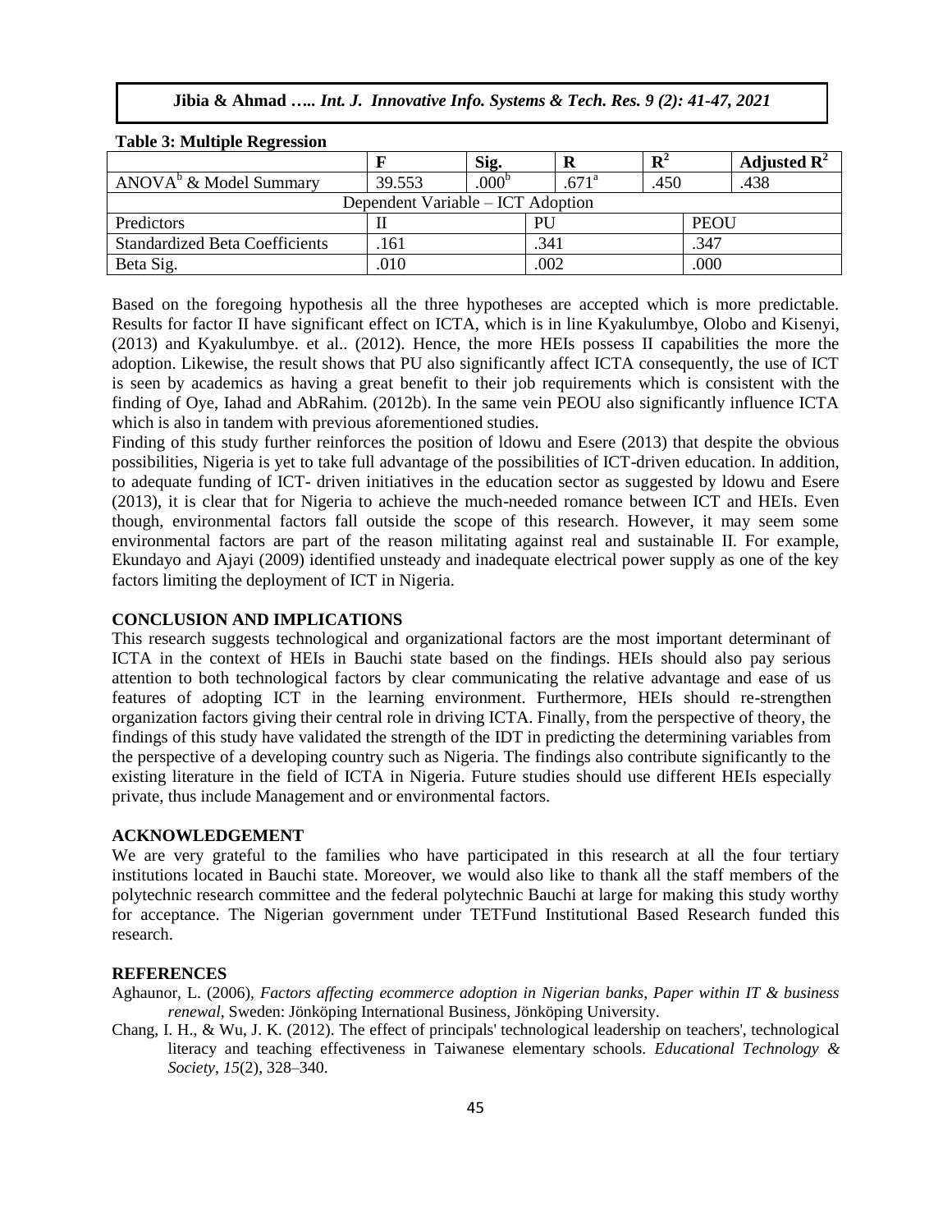**Table 3: Multiple Regression**

| | F | Sig. | R | $R^2$ | Adjusted $R^2$ |
|---|---|---|---|---|---|
| ANOVA[b] & Model Summary | 39.553 | .000[b] | .671[a] | .450 | .438 |
| Dependent Variable – ICT Adoption | | | | | |
| Predictors | II | | PU | PEOU | |
| Standardized Beta Coefficients | .161 | | .341 | .347 | |
| Beta Sig. | .010 | | .002 | .000 | |

Based on the foregoing hypothesis all the three hypotheses are accepted which is more predictable. Results for factor II have significant effect on ICTA, which is in line Kyakulumbye, Olobo and Kisenyi, (2013) and Kyakulumbye. et al.. (2012). Hence, the more HEIs possess II capabilities the more the adoption. Likewise, the result shows that PU also significantly affect ICTA consequently, the use of ICT is seen by academics as having a great benefit to their job requirements which is consistent with the finding of Oye, Iahad and AbRahim. (2012b). In the same vein PEOU also significantly influence ICTA which is also in tandem with previous aforementioned studies.

Finding of this study further reinforces the position of ldowu and Esere (2013) that despite the obvious possibilities, Nigeria is yet to take full advantage of the possibilities of ICT-driven education. In addition, to adequate funding of ICT- driven initiatives in the education sector as suggested by ldowu and Esere (2013), it is clear that for Nigeria to achieve the much-needed romance between ICT and HEIs. Even though, environmental factors fall outside the scope of this research. However, it may seem some environmental factors are part of the reason militating against real and sustainable II. For example, Ekundayo and Ajayi (2009) identified unsteady and inadequate electrical power supply as one of the key factors limiting the deployment of ICT in Nigeria.

## CONCLUSION AND IMPLICATIONS

This research suggests technological and organizational factors are the most important determinant of ICTA in the context of HEIs in Bauchi state based on the findings. HEIs should also pay serious attention to both technological factors by clear communicating the relative advantage and ease of us features of adopting ICT in the learning environment. Furthermore, HEIs should re-strengthen organization factors giving their central role in driving ICTA. Finally, from the perspective of theory, the findings of this study have validated the strength of the IDT in predicting the determining variables from the perspective of a developing country such as Nigeria. The findings also contribute significantly to the existing literature in the field of ICTA in Nigeria. Future studies should use different HEIs especially private, thus include Management and or environmental factors.

## ACKNOWLEDGEMENT

We are very grateful to the families who have participated in this research at all the four tertiary institutions located in Bauchi state. Moreover, we would also like to thank all the staff members of the polytechnic research committee and the federal polytechnic Bauchi at large for making this study worthy for acceptance. The Nigerian government under TETFund Institutional Based Research funded this research.

## REFERENCES

Aghaunor, L. (2006), *Factors affecting ecommerce adoption in Nigerian banks, Paper within IT & business renewal*, Sweden: Jönköping International Business, Jönköping University.

Chang, I. H., & Wu, J. K. (2012). The effect of principals' technological leadership on teachers', technological literacy and teaching effectiveness in Taiwanese elementary schools. *Educational Technology & Society*, *15*(2), 328–340.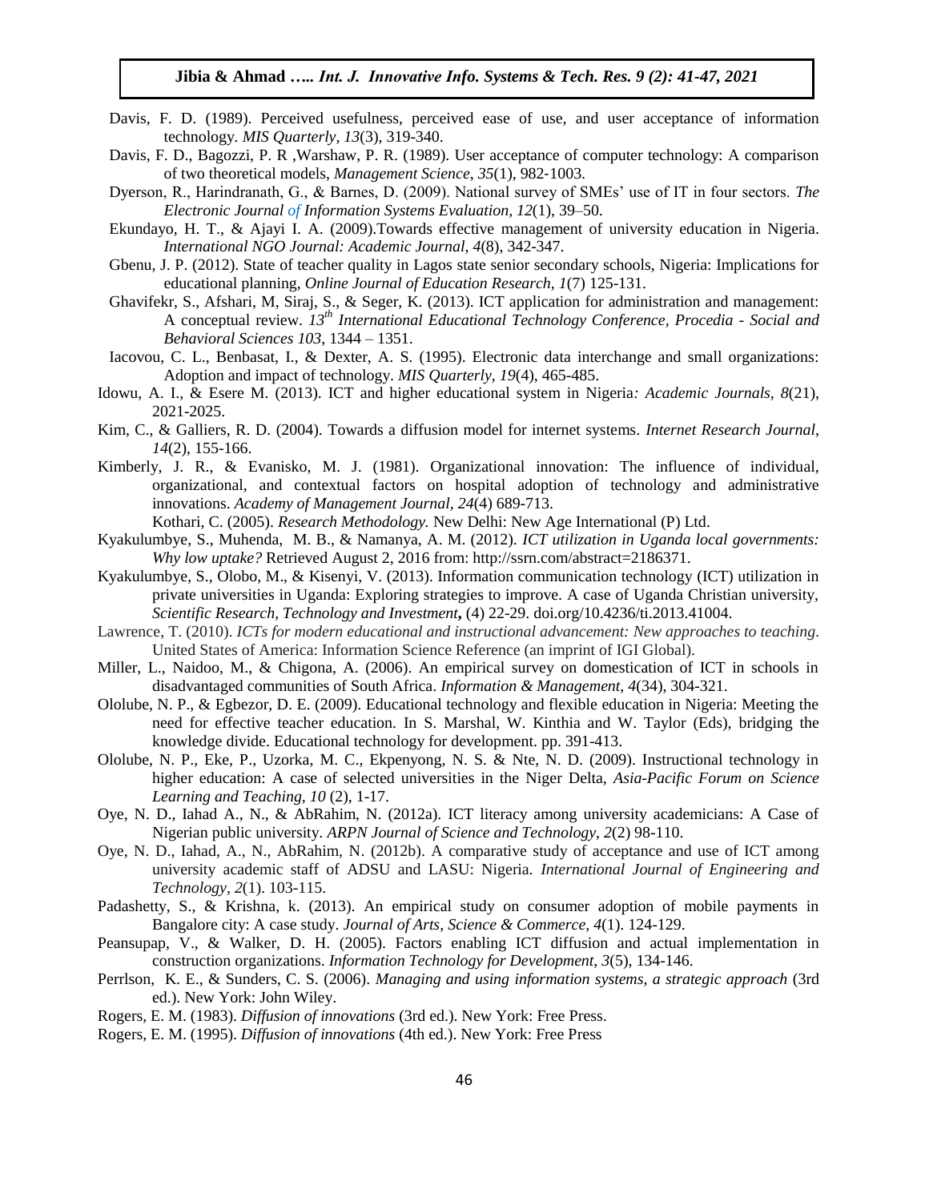Davis, F. D. (1989). Perceived usefulness, perceived ease of use, and user acceptance of information technology. *MIS Quarterly*, *13*(3), 319-340.

Davis, F. D., Bagozzi, P. R ,Warshaw, P. R. (1989). User acceptance of computer technology: A comparison of two theoretical models, *Management Science*, *35*(1), 982-1003.

Dyerson, R., Harindranath, G., & Barnes, D. (2009). National survey of SMEs' use of IT in four sectors. *The Electronic Journal of Information Systems Evaluation, 12*(1), 39–50.

Ekundayo, H. T., & Ajayi I. A. (2009).Towards effective management of university education in Nigeria. *International NGO Journal: Academic Journal*, *4*(8), 342-347.

Gbenu, J. P. (2012). State of teacher quality in Lagos state senior secondary schools, Nigeria: Implications for educational planning, *Online Journal of Education Research*, *1*(7) 125-131.

Ghavifekr, S., Afshari, M, Siraj, S., & Seger, K. (2013). ICT application for administration and management: A conceptual review. *13th International Educational Technology Conference, Procedia - Social and Behavioral Sciences 103*, 1344 – 1351.

Iacovou, C. L., Benbasat, I., & Dexter, A. S. (1995). Electronic data interchange and small organizations: Adoption and impact of technology. *MIS Quarterly*, *19*(4), 465-485.

Idowu, A. I., & Esere M. (2013). ICT and higher educational system in Nigeria*: Academic Journals*, *8*(21), 2021-2025.

Kim, C., & Galliers, R. D. (2004). Towards a diffusion model for internet systems. *Internet Research Journal*, *14*(2), 155-166.

Kimberly, J. R., & Evanisko, M. J. (1981). Organizational innovation: The influence of individual, organizational, and contextual factors on hospital adoption of technology and administrative innovations. *Academy of Management Journal*, *24*(4) 689-713.

Kothari, C. (2005). *Research Methodology.* New Delhi: New Age International (P) Ltd.

Kyakulumbye, S., Muhenda, M. B., & Namanya, A. M. (2012). *ICT utilization in Uganda local governments: Why low uptake?* Retrieved August 2, 2016 from: http://ssrn.com/abstract=2186371.

Kyakulumbye, S., Olobo, M., & Kisenyi, V. (2013). Information communication technology (ICT) utilization in private universities in Uganda: Exploring strategies to improve. A case of Uganda Christian university, *Scientific Research, Technology and Investment***,** (4) 22-29. doi.org/10.4236/ti.2013.41004.

Lawrence, T. (2010). *ICTs for modern educational and instructional advancement: New approaches to teaching*. United States of America: Information Science Reference (an imprint of IGI Global).

Miller, L., Naidoo, M., & Chigona, A. (2006). An empirical survey on domestication of ICT in schools in disadvantaged communities of South Africa. *Information & Management*, *4*(34), 304-321.

Ololube, N. P., & Egbezor, D. E. (2009). Educational technology and flexible education in Nigeria: Meeting the need for effective teacher education. In S. Marshal, W. Kinthia and W. Taylor (Eds), bridging the knowledge divide. Educational technology for development. pp. 391-413.

Ololube, N. P., Eke, P., Uzorka, M. C., Ekpenyong, N. S. & Nte, N. D. (2009). Instructional technology in higher education: A case of selected universities in the Niger Delta, *Asia-Pacific Forum on Science Learning and Teaching*, *10* (2), 1-17.

Oye, N. D., Iahad A., N., & AbRahim, N. (2012a). ICT literacy among university academicians: A Case of Nigerian public university. *ARPN Journal of Science and Technology*, *2*(2) 98-110.

Oye, N. D., Iahad, A., N., AbRahim, N. (2012b). A comparative study of acceptance and use of ICT among university academic staff of ADSU and LASU: Nigeria. *International Journal of Engineering and Technology, 2*(1). 103-115.

Padashetty, S., & Krishna, k. (2013). An empirical study on consumer adoption of mobile payments in Bangalore city: A case study. *Journal of Arts, Science & Commerce, 4*(1). 124-129.

Peansupap, V., & Walker, D. H. (2005). Factors enabling ICT diffusion and actual implementation in construction organizations. *Information Technology for Development*, *3*(5), 134-146.

Perrlson, K. E., & Sunders, C. S. (2006). *Managing and using information systems, a strategic approach* (3rd ed.). New York: John Wiley.

Rogers, E. M. (1983). *Diffusion of innovations* (3rd ed.). New York: Free Press.

Rogers, E. M. (1995). *Diffusion of innovations* (4th ed.). New York: Free Press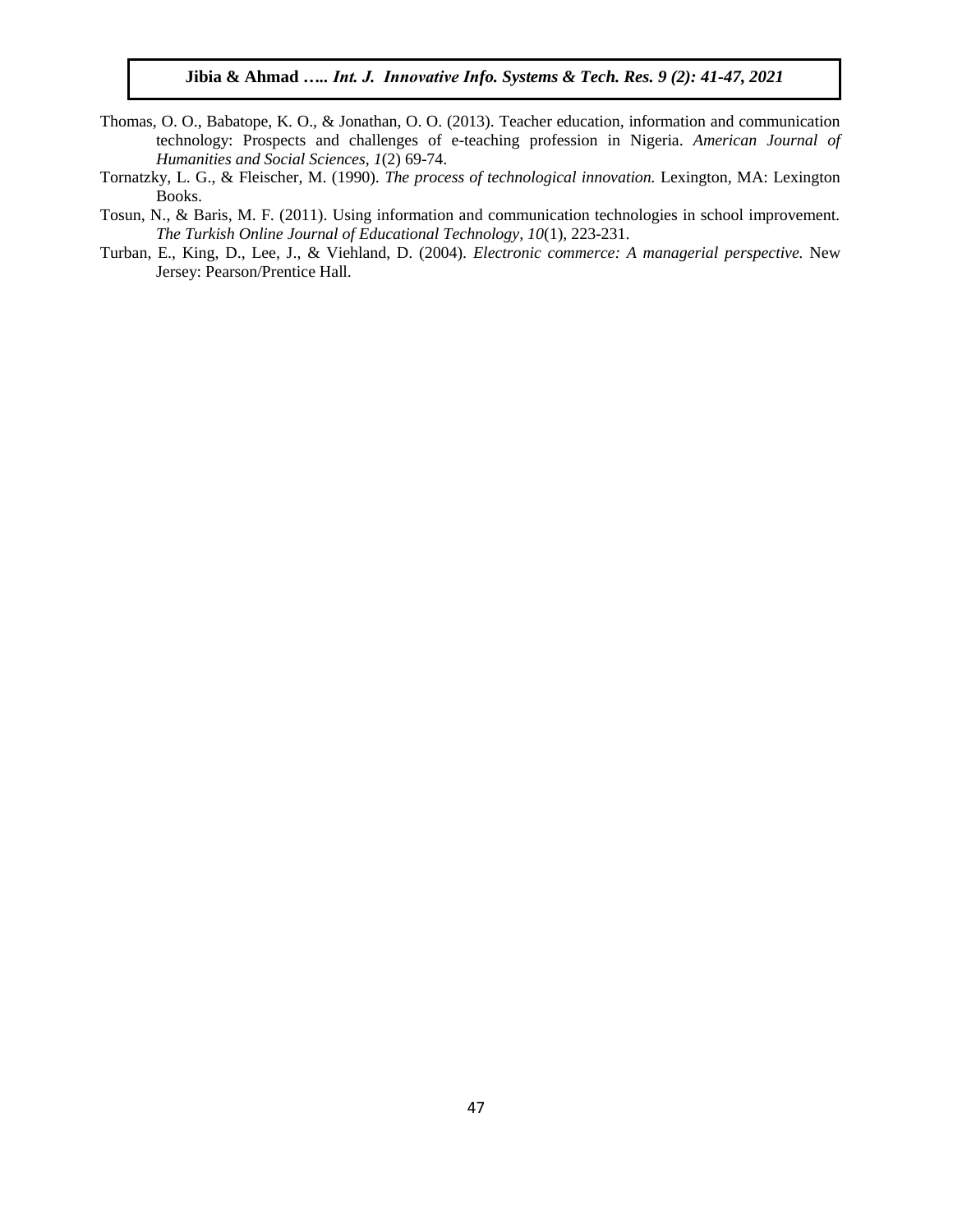Thomas, O. O., Babatope, K. O., & Jonathan, O. O. (2013). Teacher education, information and communication technology: Prospects and challenges of e-teaching profession in Nigeria. *American Journal of Humanities and Social Sciences, 1*(2) 69-74.

Tornatzky, L. G., & Fleischer, M. (1990). *The process of technological innovation.* Lexington, MA: Lexington Books.

Tosun, N., & Baris, M. F. (2011). Using information and communication technologies in school improvement. *The Turkish Online Journal of Educational Technology, 10*(1), 223-231.

Turban, E., King, D., Lee, J., & Viehland, D. (2004). *Electronic commerce: A managerial perspective.* New Jersey: Pearson/Prentice Hall.